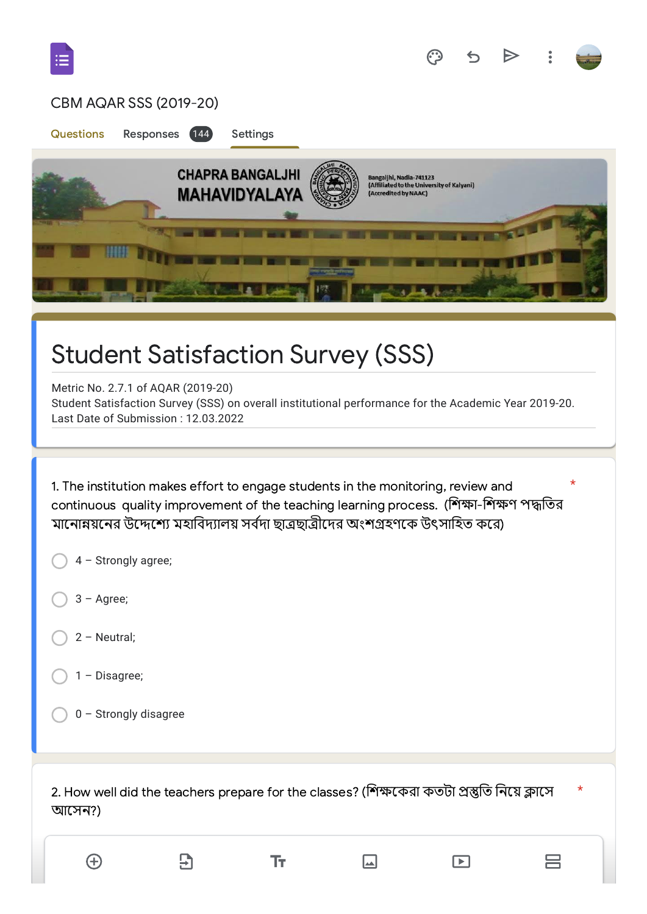CBM AQAR SSS (2019-20)

Questions Responses 144 Settings

CHAPRA BANGALJHI MAHAVIDYALAYA

Bangaljhi, Nadia-741123
(Affiliated to the University of Kalyani)
(Accredited by NAAC)

# Student Satisfaction Survey (SSS)

Metric No. 2.7.1 of AQAR (2019-20)
Student Satisfaction Survey (SSS) on overall institutional performance for the Academic Year 2019-20.
Last Date of Submission : 12.03.2022

1. The institution makes effort to engage students in the monitoring, review and continuous quality improvement of the teaching learning process. (শিক্ষা-শিক্ষণ পদ্ধতির মানোন্নয়নের উদ্দেশ্যে মহাবিদ্যালয় সর্বদা ছাত্রছাত্রীদের অংশগ্রহণকে উৎসাহিত করে) *

- 4 – Strongly agree;
- 3 – Agree;
- 2 – Neutral;
- 1 – Disagree;
- 0 – Strongly disagree

2. How well did the teachers prepare for the classes? (শিক্ষকেরা কতটা প্রস্তুতি নিয়ে ক্লাসে আসেন?) *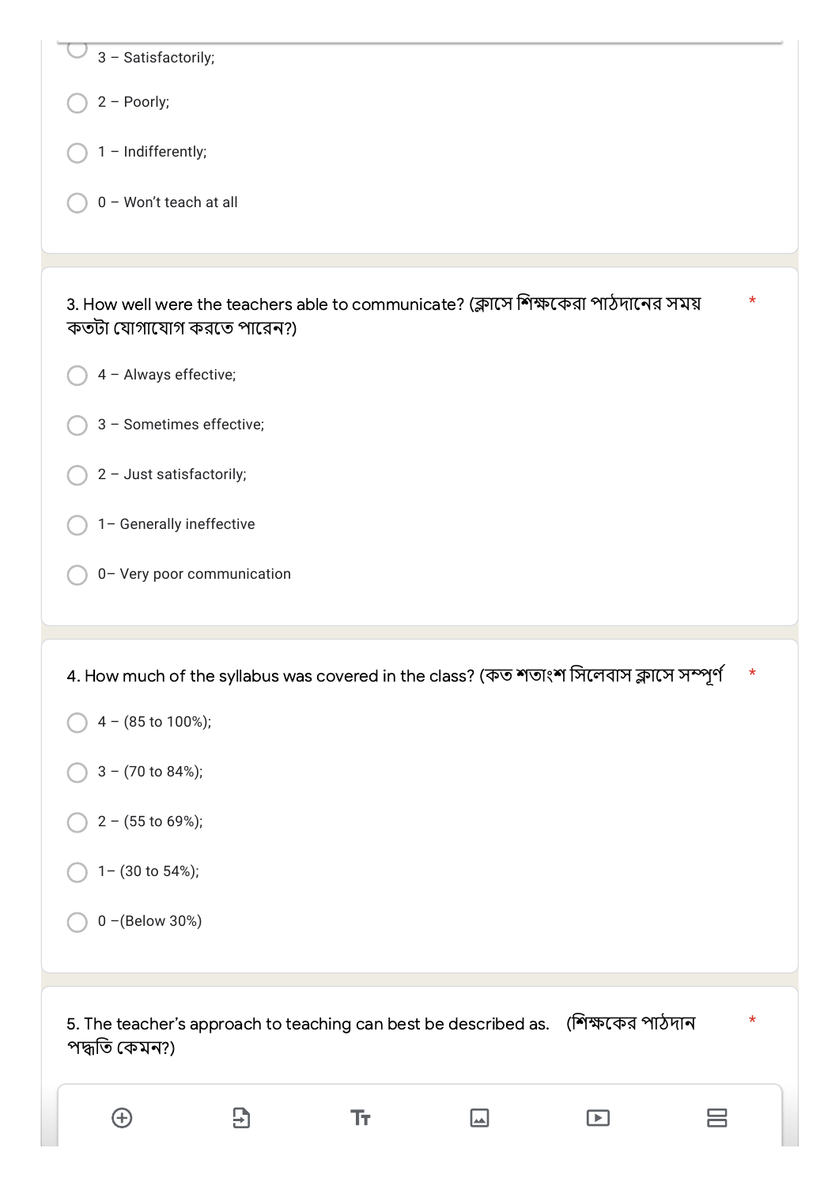- 3 – Satisfactorily;
- 2 – Poorly;
- 1 – Indifferently;
- 0 – Won't teach at all

3. How well were the teachers able to communicate? (ক্লাসে শিক্ষকেরা পাঠদানের সময় কতটা যোগাযোগ করতে পারেন?) *

- 4 – Always effective;
- 3 – Sometimes effective;
- 2 – Just satisfactorily;
- 1– Generally ineffective
- 0– Very poor communication

4. How much of the syllabus was covered in the class? (কত শতাংশ সিলেবাস ক্লাসে সম্পূর্ণ *

- 4 – (85 to 100%);
- 3 – (70 to 84%);
- 2 – (55 to 69%);
- 1– (30 to 54%);
- 0 –(Below 30%)

5. The teacher's approach to teaching can best be described as. (শিক্ষকের পাঠদান পদ্ধতি কেমন?) *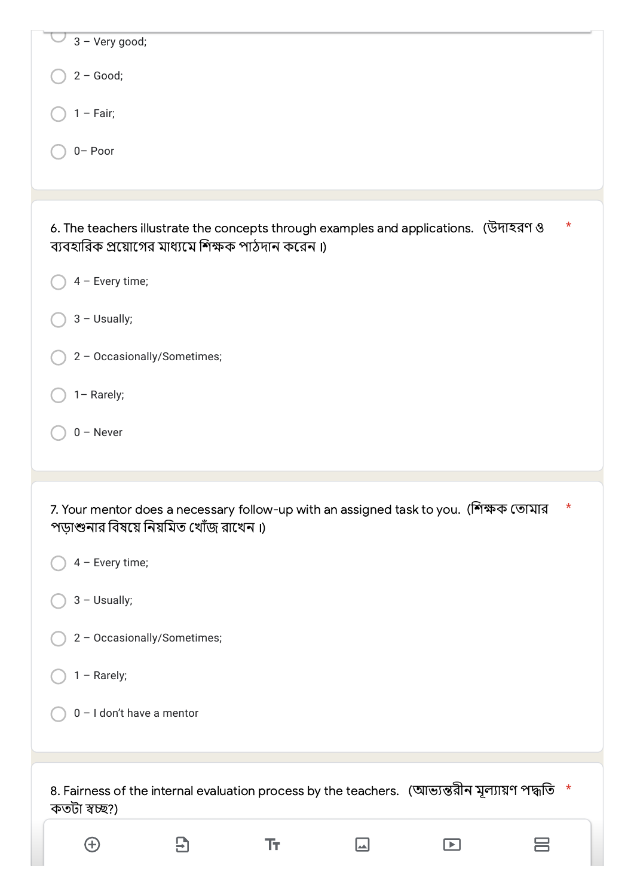3 – Very good;

2 – Good;

1 – Fair;

0– Poor

6. The teachers illustrate the concepts through examples and applications. (উদাহরণ ও ব্যবহারিক প্রয়োগের মাধ্যমে শিক্ষক পাঠদান করেন ।) *

- 4 – Every time;
- 3 – Usually;
- 2 – Occasionally/Sometimes;
- 1– Rarely;
- 0 – Never

7. Your mentor does a necessary follow-up with an assigned task to you. (শিক্ষক তোমার পড়াশুনার বিষয়ে নিয়মিত খোঁজ রাখেন ।) *

- 4 – Every time;
- 3 – Usually;
- 2 – Occasionally/Sometimes;
- 1 – Rarely;
- 0 – I don't have a mentor

8. Fairness of the internal evaluation process by the teachers. (আভ্যন্তরীন মূল্যায়ণ পদ্ধতি কতটা স্বচ্ছ?) *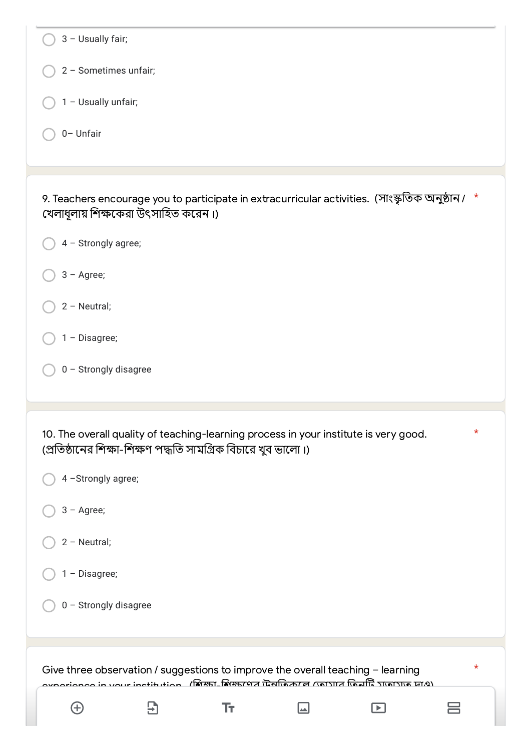- 3 – Usually fair;
- 2 – Sometimes unfair;
- 1 – Usually unfair;
- 0– Unfair

9. Teachers encourage you to participate in extracurricular activities. (সাংস্কৃতিক অনুষ্ঠান / খেলাধূলায় শিক্ষকেরা উৎসাহিত করেন ।) *

- 4 – Strongly agree;
- 3 – Agree;
- 2 – Neutral;
- 1 – Disagree;
- 0 – Strongly disagree

10. The overall quality of teaching-learning process in your institute is very good. (প্রতিষ্ঠানের শিক্ষা-শিক্ষণ পদ্ধতি সামগ্রিক বিচারে খুব ভালো ।) *

- 4 –Strongly agree;
- 3 – Agree;
- 2 – Neutral;
- 1 – Disagree;
- 0 – Strongly disagree

Give three observation / suggestions to improve the overall teaching – learning experience in your institution. (শিক্ষা-শিক্ষণের উন্নতিকল্পে তোমার তিনটি মতামত দাও) *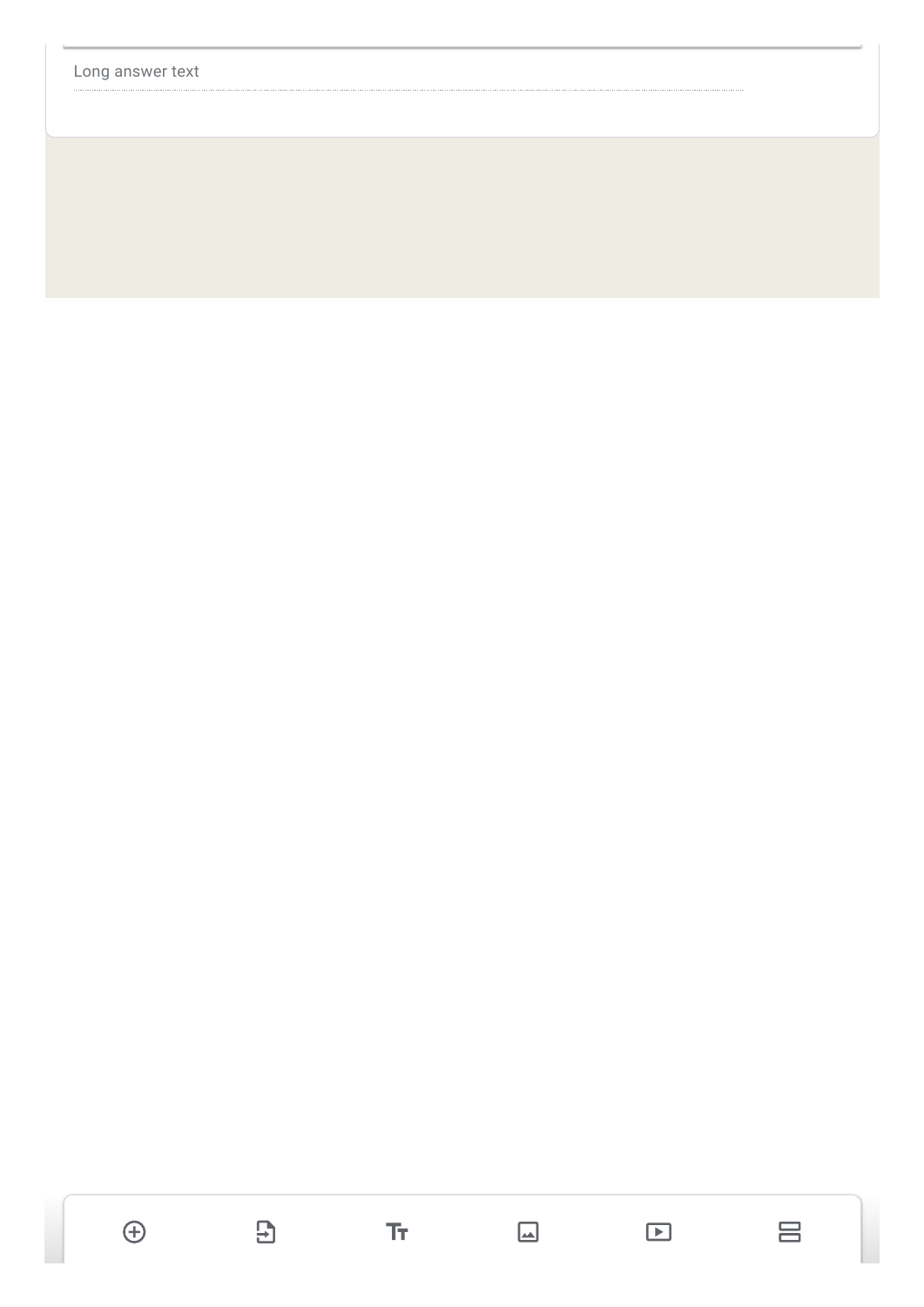Long answer text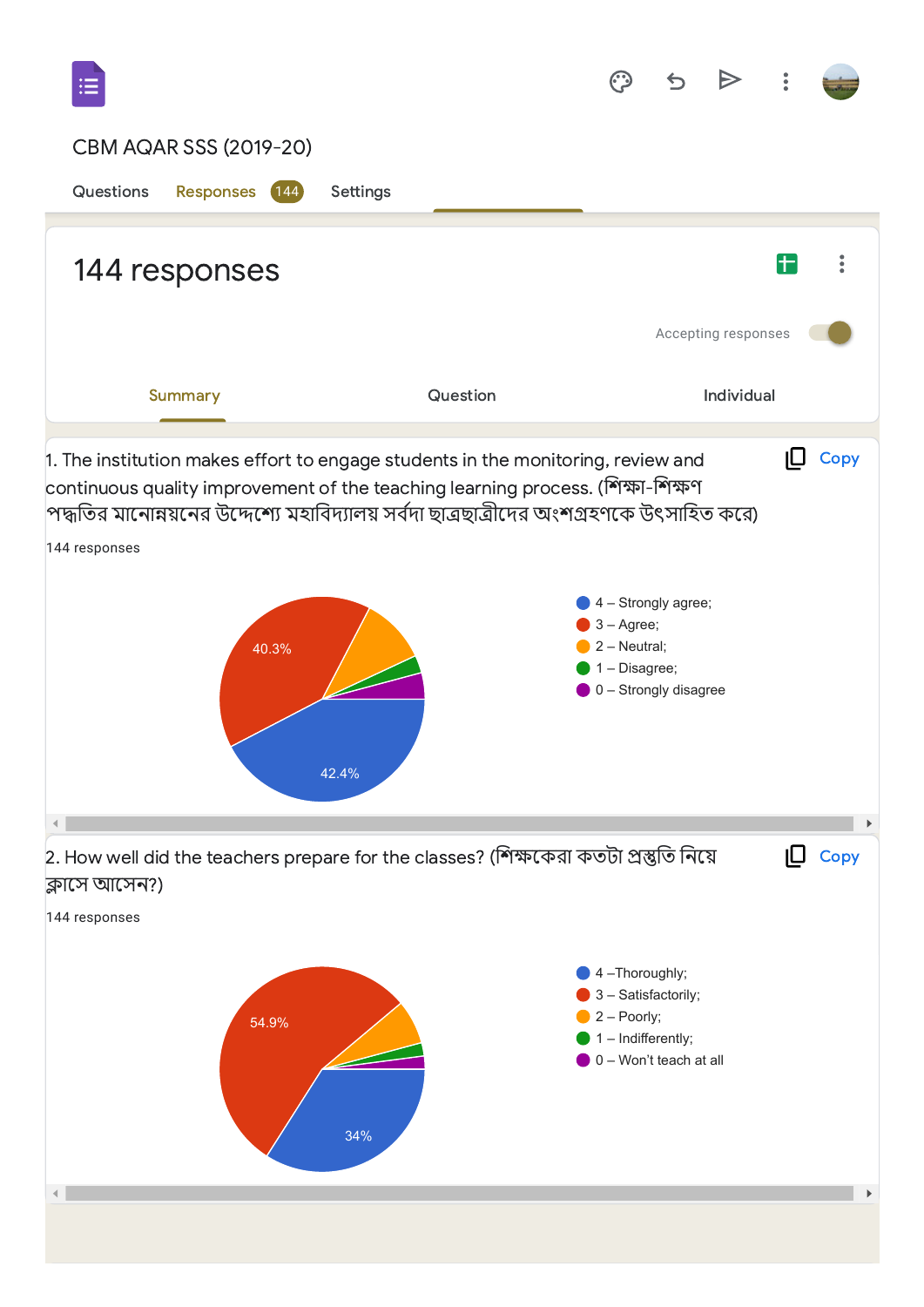CBM AQAR SSS (2019-20)

Questions | Responses 144 | Settings

# 144 responses

Accepting responses

Summary | Question | Individual

1. The institution makes effort to engage students in the monitoring, review and continuous quality improvement of the teaching learning process. (শিক্ষা-শিক্ষণ পদ্ধতির মানোন্নয়নের উদ্দেশ্যে মহাবিদ্যালয় সর্বদা ছাত্রছাত্রীদের অংশগ্রহণকে উৎসাহিত করে)

Copy

144 responses

- 4 – Strongly agree; (42.4%)
- 3 – Agree; (40.3%)
- 2 – Neutral;
- 1 – Disagree;
- 0 – Strongly disagree

2. How well did the teachers prepare for the classes? (শিক্ষকেরা কতটা প্রস্তুতি নিয়ে ক্লাসে আসেন?)

Copy

144 responses

- 4 –Thoroughly; (34%)
- 3 – Satisfactorily; (54.9%)
- 2 – Poorly;
- 1 – Indifferently;
- 0 – Won't teach at all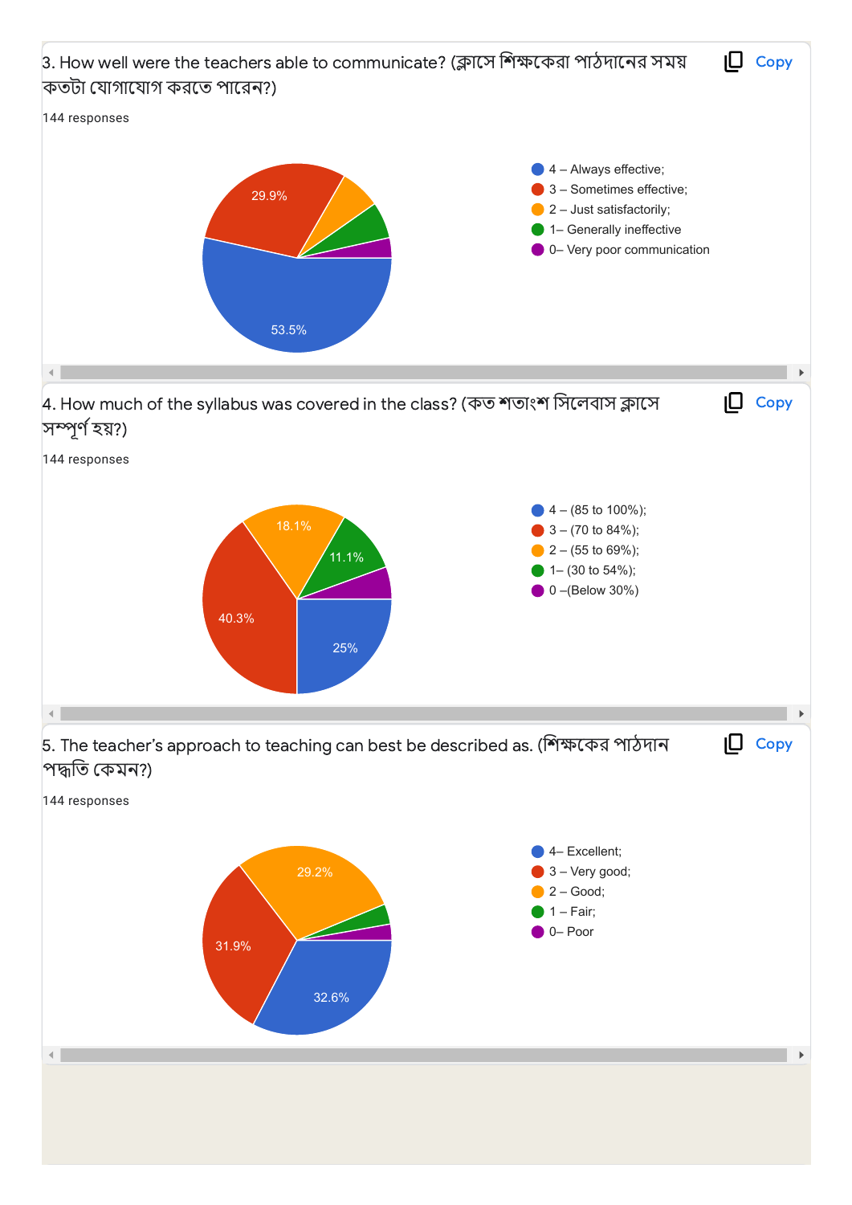3. How well were the teachers able to communicate? (ক্লাসে শিক্ষকেরা পাঠদানের সময় কতটা যোগাযোগ করতে পারেন?)

144 responses

- 4 – Always effective;
- 3 – Sometimes effective;
- 2 – Just satisfactorily;
- 1– Generally ineffective
- 0– Very poor communication

53.5%
29.9%

4. How much of the syllabus was covered in the class? (কত শতাংশ সিলেবাস ক্লাসে সম্পূর্ণ হয়?)

144 responses

- 4 – (85 to 100%);
- 3 – (70 to 84%);
- 2 – (55 to 69%);
- 1– (30 to 54%);
- 0 –(Below 30%)

40.3%
25%
18.1%
11.1%

5. The teacher's approach to teaching can best be described as. (শিক্ষকের পাঠদান পদ্ধতি কেমন?)

144 responses

- 4– Excellent;
- 3 – Very good;
- 2 – Good;
- 1 – Fair;
- 0– Poor

32.6%
31.9%
29.2%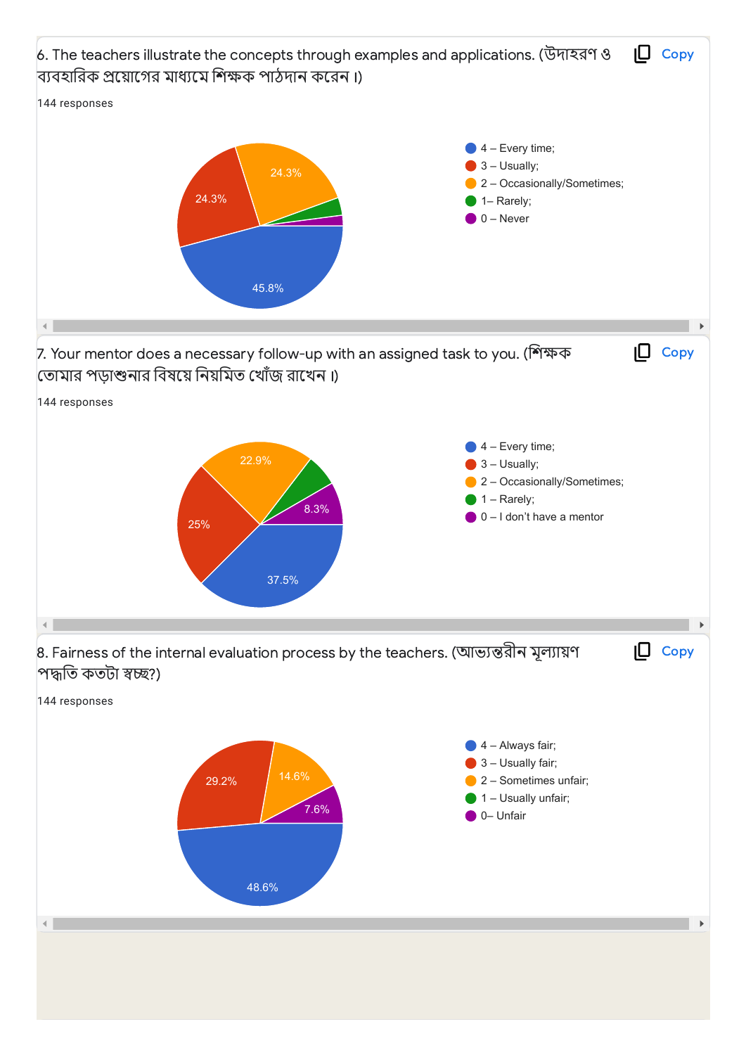6. The teachers illustrate the concepts through examples and applications. (উদাহরণ ও ব্যবহারিক প্রয়োগের মাধ্যমে শিক্ষক পাঠদান করেন ।)

144 responses

- 4 – Every time; 45.8%
- 3 – Usually; 24.3%
- 2 – Occasionally/Sometimes; 24.3%
- 1– Rarely;
- 0 – Never

7. Your mentor does a necessary follow-up with an assigned task to you. (শিক্ষক তোমার পড়াশুনার বিষয়ে নিয়মিত খোঁজ রাখেন ।)

144 responses

- 4 – Every time; 37.5%
- 3 – Usually; 25%
- 2 – Occasionally/Sometimes; 22.9%
- 1 – Rarely;
- 0 – I don't have a mentor 8.3%

8. Fairness of the internal evaluation process by the teachers. (আভ্যন্তরীন মূল্যায়ণ পদ্ধতি কতটা স্বচ্ছ?)

144 responses

- 4 – Always fair; 48.6%
- 3 – Usually fair; 29.2%
- 2 – Sometimes unfair; 14.6%
- 1 – Usually unfair;
- 0– Unfair 7.6%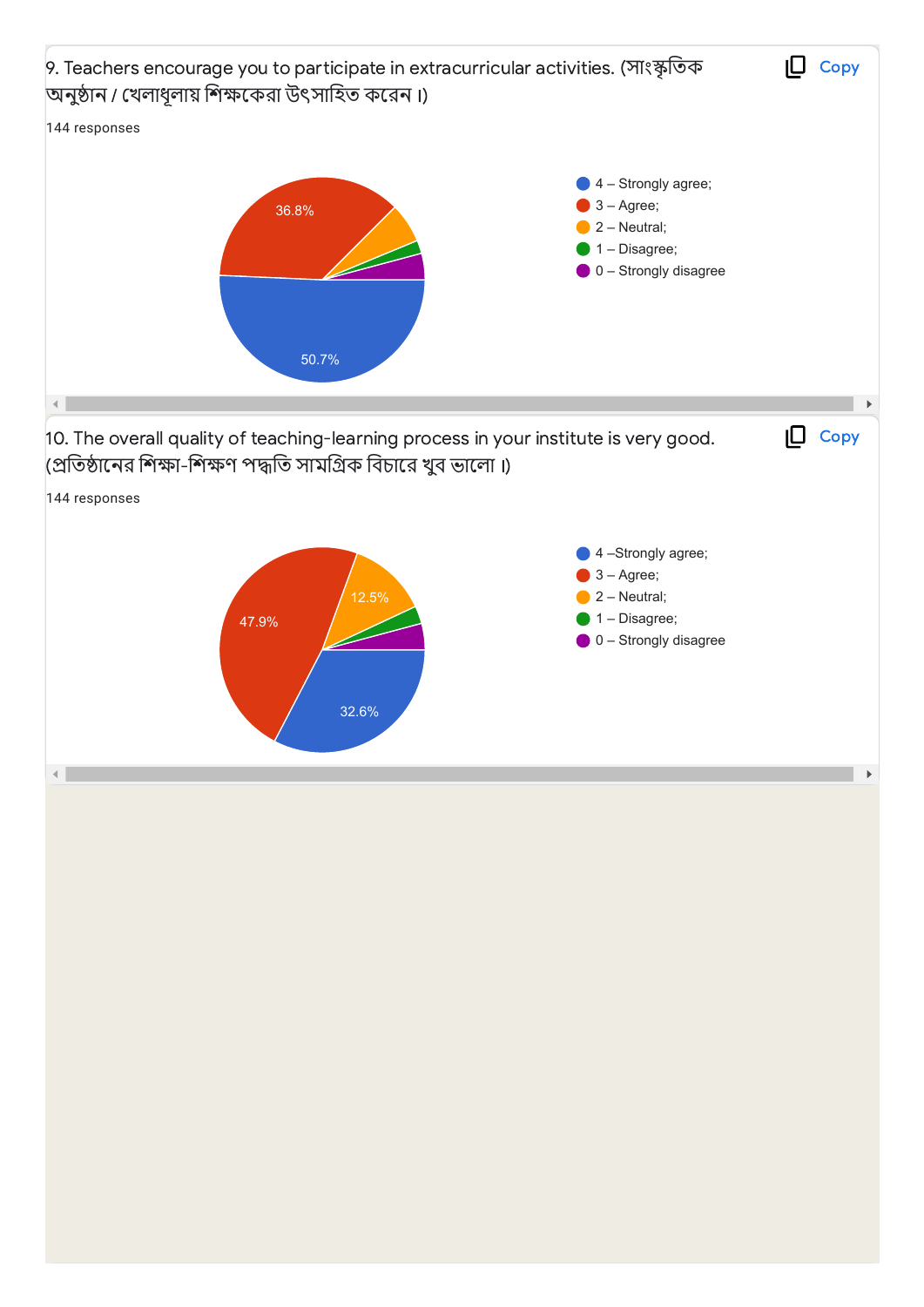9. Teachers encourage you to participate in extracurricular activities. (সাংস্কৃতিক অনুষ্ঠান / খেলাধূলায় শিক্ষকেরা উৎসাহিত করেন ।)

144 responses

- 4 – Strongly agree;
- 3 – Agree;
- 2 – Neutral;
- 1 – Disagree;
- 0 – Strongly disagree

36.8%

50.7%

10. The overall quality of teaching-learning process in your institute is very good. (প্রতিষ্ঠানের শিক্ষা-শিক্ষণ পদ্ধতি সামগ্রিক বিচারে খুব ভালো ।)

144 responses

- 4 –Strongly agree;
- 3 – Agree;
- 2 – Neutral;
- 1 – Disagree;
- 0 – Strongly disagree

12.5%

47.9%

32.6%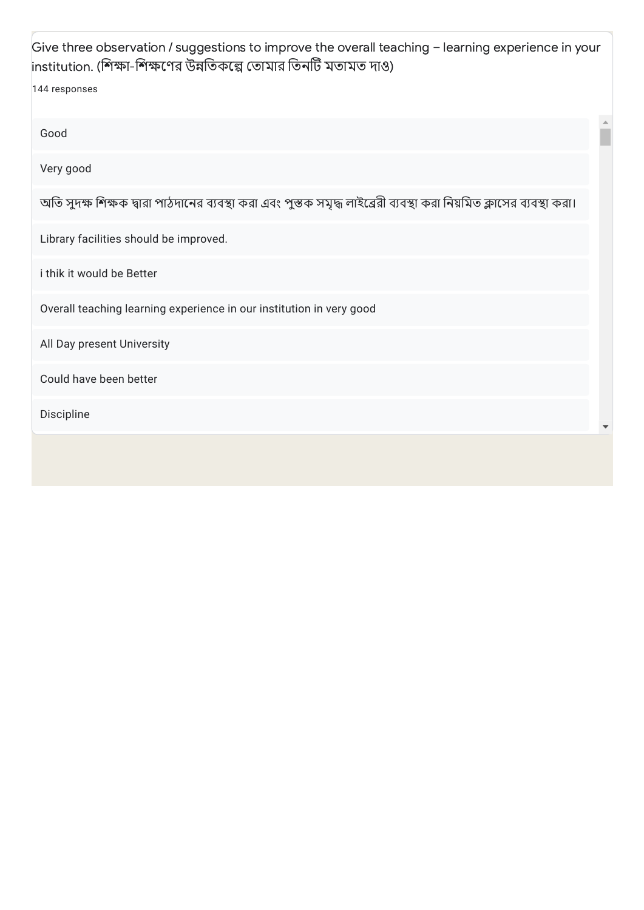Give three observation / suggestions to improve the overall teaching – learning experience in your institution. (শিক্ষা-শিক্ষণের উন্নতিকল্পে তোমার তিনটি মতামত দাও)

144 responses

- Good
- Very good
- অতি সুদক্ষ শিক্ষক দ্বারা পাঠদানের ব্যবস্থা করা এবং পুস্তক সমৃদ্ধ লাইব্রেরী ব্যবস্থা করা নিয়মিত ক্লাসের ব্যবস্থা করা।
- Library facilities should be improved.
- i thik it would be Better
- Overall teaching learning experience in our institution in very good
- All Day present University
- Could have been better
- Discipline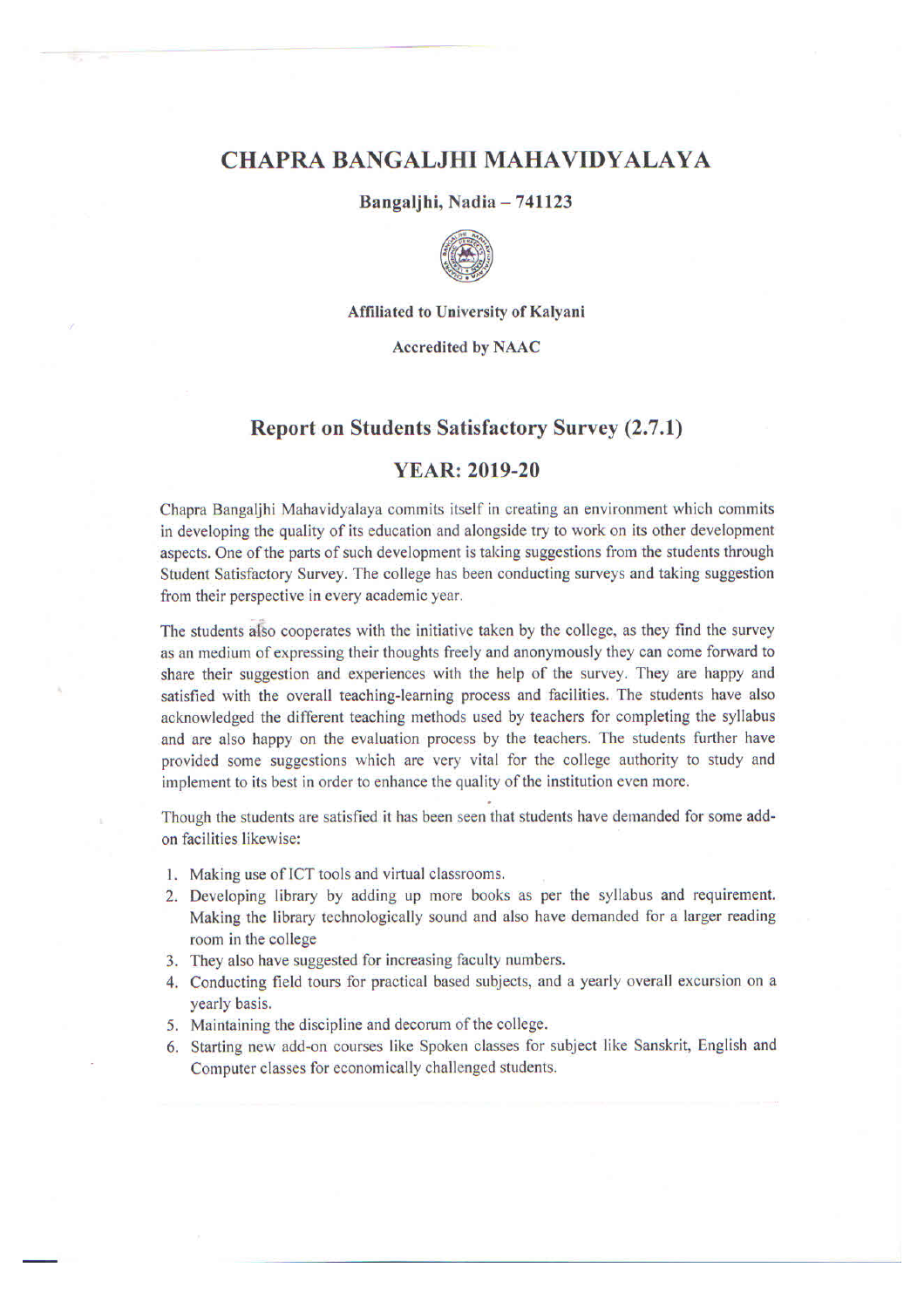# CHAPRA BANGALJHI MAHAVIDYALAYA

**Bangaljhi, Nadia – 741123**

**Affiliated to University of Kalyani**

**Accredited by NAAC**

## Report on Students Satisfactory Survey (2.7.1)

## YEAR: 2019-20

Chapra Bangaljhi Mahavidyalaya commits itself in creating an environment which commits in developing the quality of its education and alongside try to work on its other development aspects. One of the parts of such development is taking suggestions from the students through Student Satisfactory Survey. The college has been conducting surveys and taking suggestion from their perspective in every academic year.

The students also cooperates with the initiative taken by the college, as they find the survey as an medium of expressing their thoughts freely and anonymously they can come forward to share their suggestion and experiences with the help of the survey. They are happy and satisfied with the overall teaching-learning process and facilities. The students have also acknowledged the different teaching methods used by teachers for completing the syllabus and are also happy on the evaluation process by the teachers. The students further have provided some suggestions which are very vital for the college authority to study and implement to its best in order to enhance the quality of the institution even more.

Though the students are satisfied it has been seen that students have demanded for some add-on facilities likewise:

1. Making use of ICT tools and virtual classrooms.
2. Developing library by adding up more books as per the syllabus and requirement. Making the library technologically sound and also have demanded for a larger reading room in the college
3. They also have suggested for increasing faculty numbers.
4. Conducting field tours for practical based subjects, and a yearly overall excursion on a yearly basis.
5. Maintaining the discipline and decorum of the college.
6. Starting new add-on courses like Spoken classes for subject like Sanskrit, English and Computer classes for economically challenged students.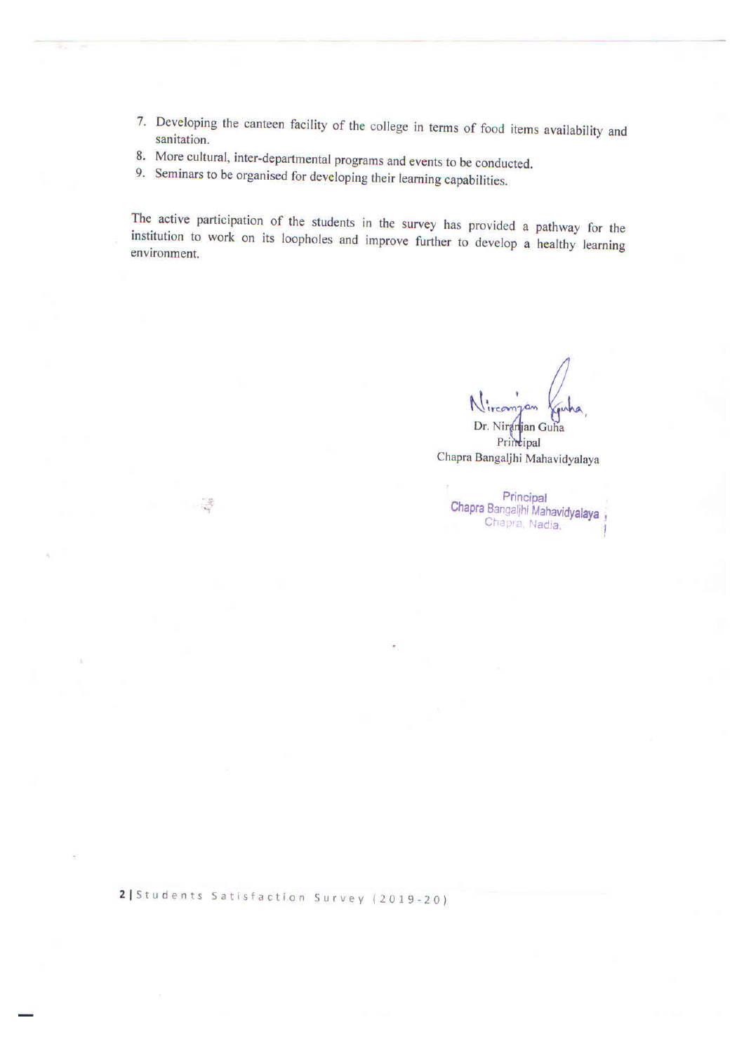7. Developing the canteen facility of the college in terms of food items availability and sanitation.
8. More cultural, inter-departmental programs and events to be conducted.
9. Seminars to be organised for developing their learning capabilities.

The active participation of the students in the survey has provided a pathway for the institution to work on its loopholes and improve further to develop a healthy learning environment.

Dr. Niranjan Guha
Principal
Chapra Bangaljhi Mahavidyalaya

Principal
Chapra Bangaljhi Mahavidyalaya
Chapra, Nadia.